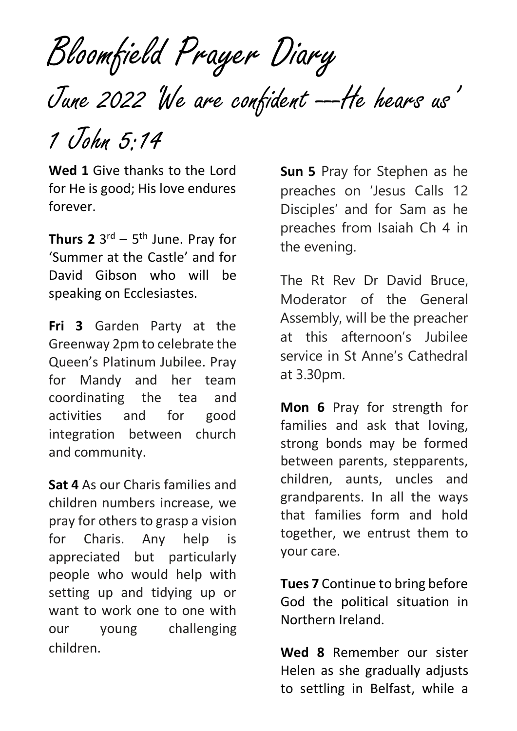# Bloomfield Prayer Diary

## June 2022 'We are confident –--He hears us' 1 John 5:14

**Wed 1** Give thanks to the Lord for He is good; His love endures forever.

**Thurs 2** 3rd – 5th June. Pray for 'Summer at the Castle' and for David Gibson who will be speaking on Ecclesiastes.

**Fri 3** Garden Party at the Greenway 2pm to celebrate the Queen's Platinum Jubilee. Pray for Mandy and her team coordinating the tea and activities and for good integration between church and community.

**Sat 4** As our Charis families and children numbers increase, we pray for others to grasp a vision for Charis. Any help is appreciated but particularly people who would help with setting up and tidying up or want to work one to one with our young challenging children.

**Sun 5** Pray for Stephen as he preaches on 'Jesus Calls 12 Disciples' and for Sam as he preaches from Isaiah Ch 4 in the evening.

The Rt Rev Dr David Bruce, Moderator of the General Assembly, will be the preacher at this afternoon's Jubilee service in St Anne's Cathedral at 3.30pm.

**Mon 6** Pray for strength for families and ask that loving, strong bonds may be formed between parents, stepparents, children, aunts, uncles and grandparents. In all the ways that families form and hold together, we entrust them to your care.

**Tues 7** Continue to bring before God the political situation in Northern Ireland.

**Wed 8** Remember our sister Helen as she gradually adjusts to settling in Belfast, while a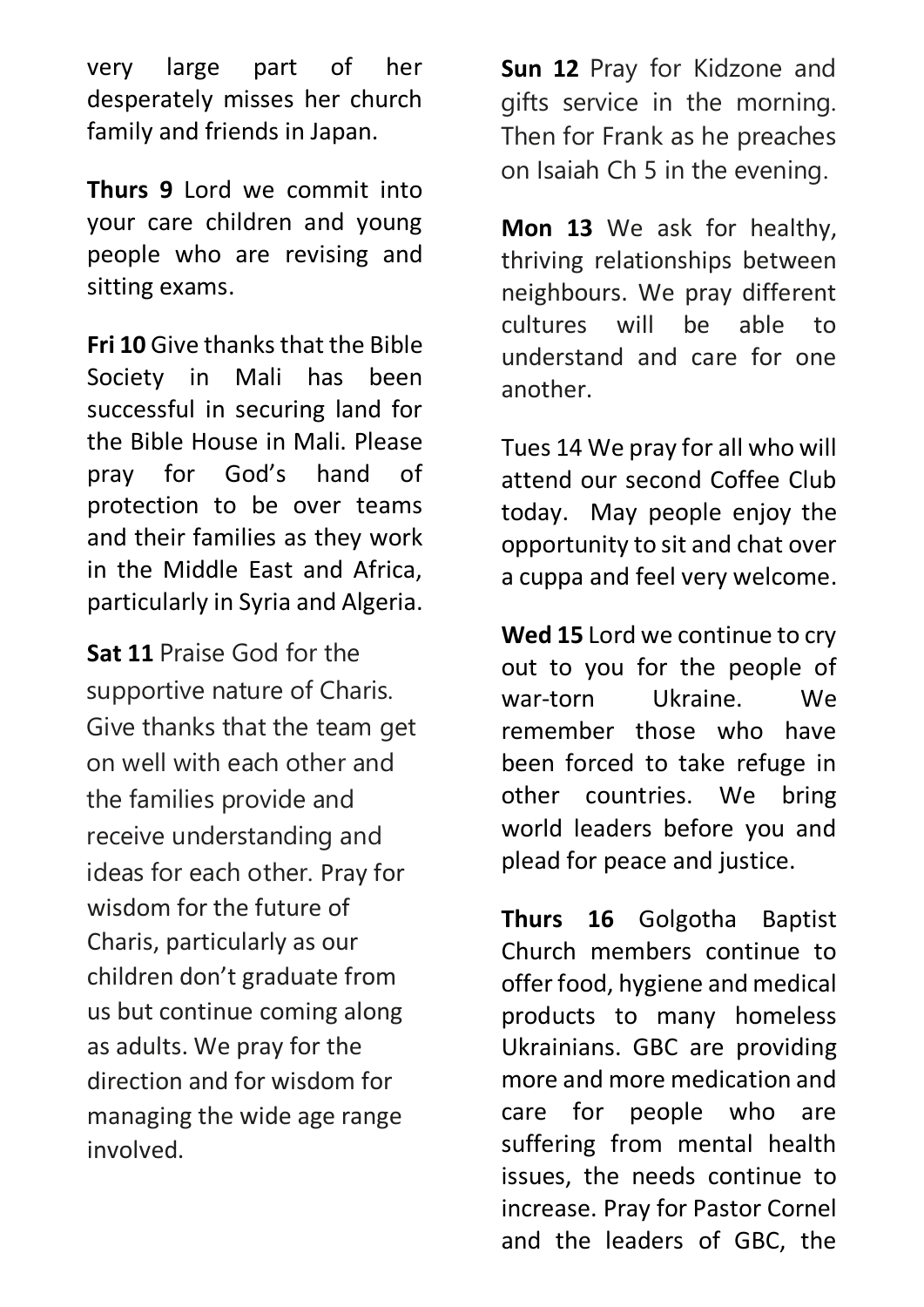very large part of her desperately misses her church family and friends in Japan.

**Thurs 9** Lord we commit into your care children and young people who are revising and sitting exams.

**Fri 10** Give thanks that the Bible Society in Mali has been successful in securing land for the Bible House in Mali. Please pray for God's hand of protection to be over teams and their families as they work in the Middle East and Africa, particularly in Syria and Algeria.

**Sat 11** Praise God for the supportive nature of Charis. Give thanks that the team get on well with each other and the families provide and receive understanding and ideas for each other. Pray for wisdom for the future of Charis, particularly as our children don't graduate from us but continue coming along as adults. We pray for the direction and for wisdom for managing the wide age range involved.

**Sun 12** Pray for Kidzone and gifts service in the morning. Then for Frank as he preaches on Isaiah Ch 5 in the evening.

**Mon 13** We ask for healthy, thriving relationships between neighbours. We pray different cultures will be able to understand and care for one another.

Tues 14 We pray for all who will attend our second Coffee Club today. May people enjoy the opportunity to sit and chat over a cuppa and feel very welcome.

**Wed 15** Lord we continue to cry out to you for the people of war-torn Ukraine. We remember those who have been forced to take refuge in other countries. We bring world leaders before you and plead for peace and justice.

**Thurs 16** Golgotha Baptist Church members continue to offer food, hygiene and medical products to many homeless Ukrainians. GBC are providing more and more medication and care for people who are suffering from mental health issues, the needs continue to increase. Pray for Pastor Cornel and the leaders of GBC, the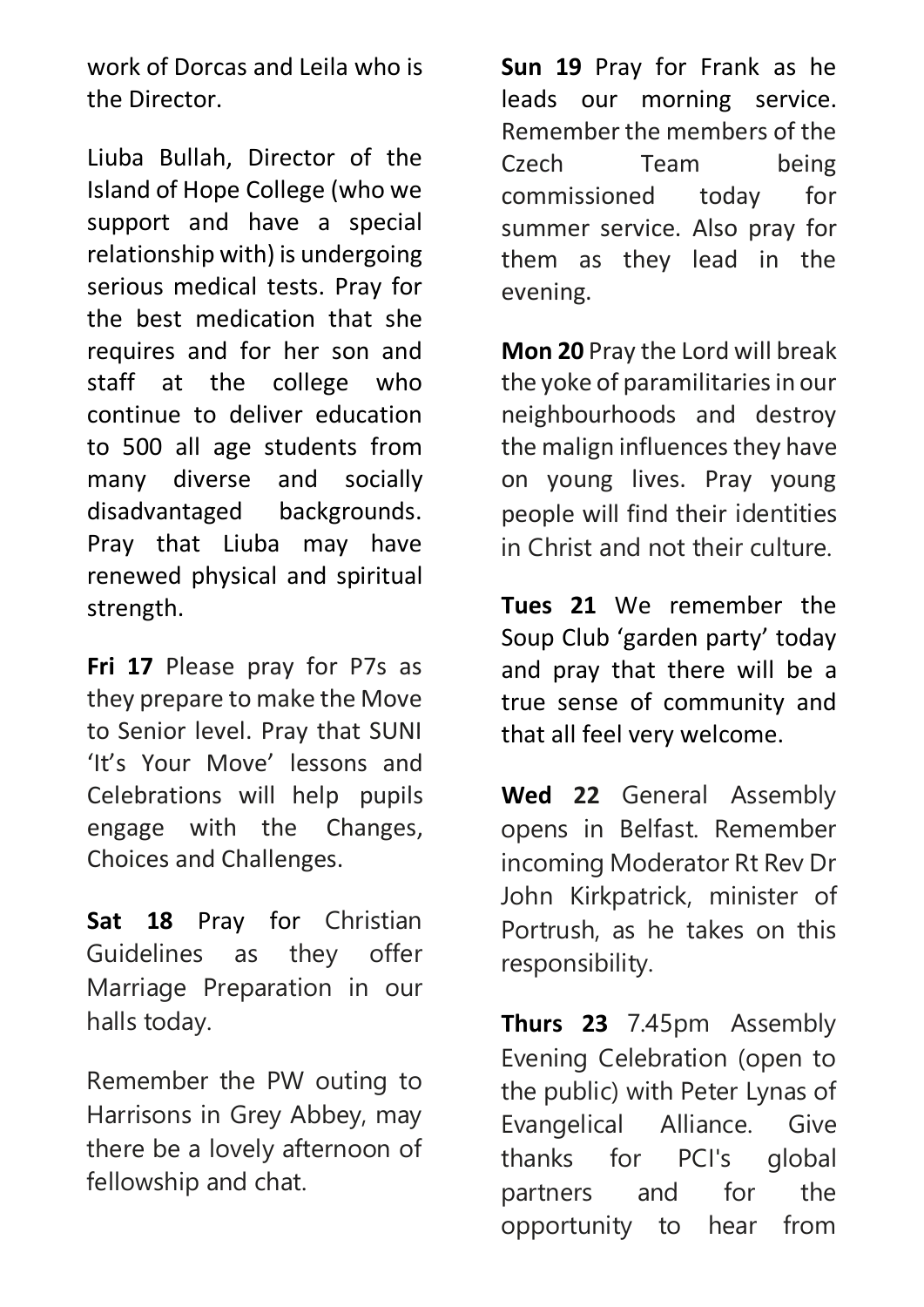work of Dorcas and Leila who is the Director.

Liuba Bullah, Director of the Island of Hope College (who we support and have a special relationship with) is undergoing serious medical tests. Pray for the best medication that she requires and for her son and staff at the college who continue to deliver education to 500 all age students from many diverse and socially disadvantaged backgrounds. Pray that Liuba may have renewed physical and spiritual strength.

**Fri 17** Please pray for P7s as they prepare to make the Move to Senior level. Pray that SUNI 'It's Your Move' lessons and Celebrations will help pupils engage with the Changes, Choices and Challenges.

**Sat 18** Pray for Christian Guidelines as they offer Marriage Preparation in our halls today.

Remember the PW outing to Harrisons in Grey Abbey, may there be a lovely afternoon of fellowship and chat.

**Sun 19** Pray for Frank as he leads our morning service. Remember the members of the Czech Team being commissioned today for summer service. Also pray for them as they lead in the evening.

**Mon 20** Pray the Lord will break the yoke of paramilitaries in our neighbourhoods and destroy the malign influences they have on young lives. Pray young people will find their identities in Christ and not their culture.

**Tues 21** We remember the Soup Club 'garden party' today and pray that there will be a true sense of community and that all feel very welcome.

**Wed 22** General Assembly opens in Belfast. Remember incoming Moderator Rt Rev Dr John Kirkpatrick, minister of Portrush, as he takes on this responsibility.

**Thurs 23** 7.45pm Assembly Evening Celebration (open to the public) with Peter Lynas of Evangelical Alliance. Give thanks for PCI's global partners and for the opportunity to hear from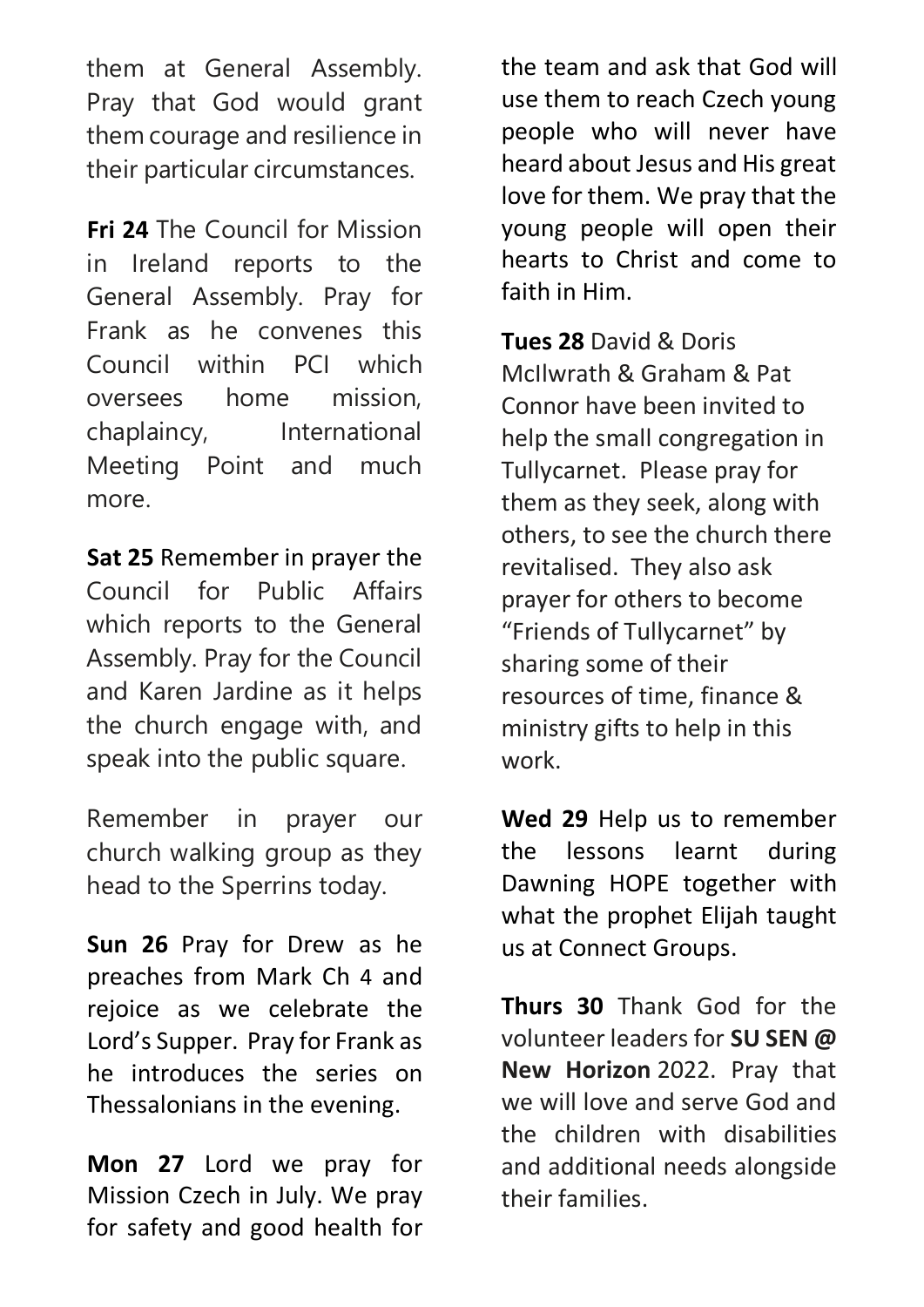them at General Assembly. Pray that God would grant them courage and resilience in their particular circumstances.

**Fri 24** The Council for Mission in Ireland reports to the General Assembly. Pray for Frank as he convenes this Council within PCI which oversees home mission, chaplaincy, International Meeting Point and much more.

**Sat 25** Remember in prayer the Council for Public Affairs which reports to the General Assembly. Pray for the Council and Karen Jardine as it helps the church engage with, and speak into the public square.

Remember in prayer our church walking group as they head to the Sperrins today.

**Sun 26** Pray for Drew as he preaches from Mark Ch 4 and rejoice as we celebrate the Lord's Supper. Pray for Frank as he introduces the series on Thessalonians in the evening.

**Mon 27** Lord we pray for Mission Czech in July. We pray for safety and good health for the team and ask that God will use them to reach Czech young people who will never have heard about Jesus and His great love for them. We pray that the young people will open their hearts to Christ and come to faith in Him.

**Tues 28** David & Doris McIlwrath & Graham & Pat Connor have been invited to help the small congregation in Tullycarnet. Please pray for them as they seek, along with others, to see the church there revitalised. They also ask prayer for others to become "Friends of Tullycarnet" by sharing some of their resources of time, finance & ministry gifts to help in this work.

**Wed 29** Help us to remember the lessons learnt during Dawning HOPE together with what the prophet Elijah taught us at Connect Groups.

**Thurs 30** Thank God for the volunteer leaders for **SU SEN @ New Horizon** 2022. Pray that we will love and serve God and the children with disabilities and additional needs alongside their families.